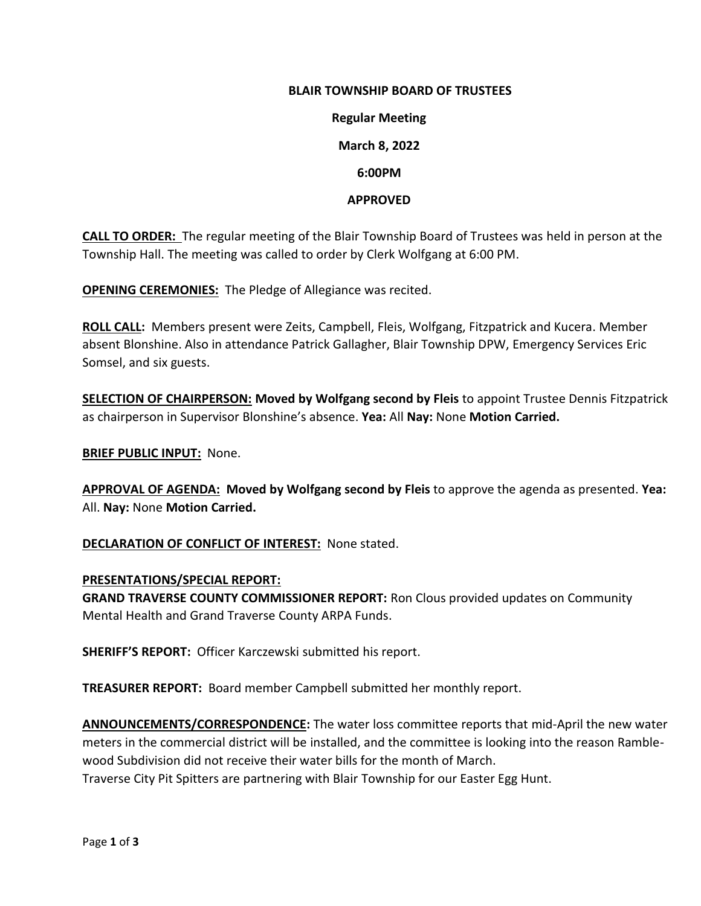**BLAIR TOWNSHIP BOARD OF TRUSTEES**

**Regular Meeting**

**March 8, 2022**

**6:00PM**

**APPROVED**

**CALL TO ORDER:** The regular meeting of the Blair Township Board of Trustees was held in person at the Township Hall. The meeting was called to order by Clerk Wolfgang at 6:00 PM.

**OPENING CEREMONIES:** The Pledge of Allegiance was recited.

**ROLL CALL:** Members present were Zeits, Campbell, Fleis, Wolfgang, Fitzpatrick and Kucera. Member absent Blonshine. Also in attendance Patrick Gallagher, Blair Township DPW, Emergency Services Eric Somsel, and six guests.

**SELECTION OF CHAIRPERSON: Moved by Wolfgang second by Fleis** to appoint Trustee Dennis Fitzpatrick as chairperson in Supervisor Blonshine's absence. **Yea:** All **Nay:** None **Motion Carried.**

**BRIEF PUBLIC INPUT:** None.

**APPROVAL OF AGENDA: Moved by Wolfgang second by Fleis** to approve the agenda as presented. **Yea:** All. **Nay:** None **Motion Carried.**

**DECLARATION OF CONFLICT OF INTEREST:** None stated.

**PRESENTATIONS/SPECIAL REPORT:**

**GRAND TRAVERSE COUNTY COMMISSIONER REPORT:** Ron Clous provided updates on Community Mental Health and Grand Traverse County ARPA Funds.

**SHERIFF'S REPORT:** Officer Karczewski submitted his report.

**TREASURER REPORT:** Board member Campbell submitted her monthly report.

**ANNOUNCEMENTS/CORRESPONDENCE:** The water loss committee reports that mid-April the new water meters in the commercial district will be installed, and the committee is looking into the reason Ramblewood Subdivision did not receive their water bills for the month of March.
Traverse City Pit Spitters are partnering with Blair Township for our Easter Egg Hunt.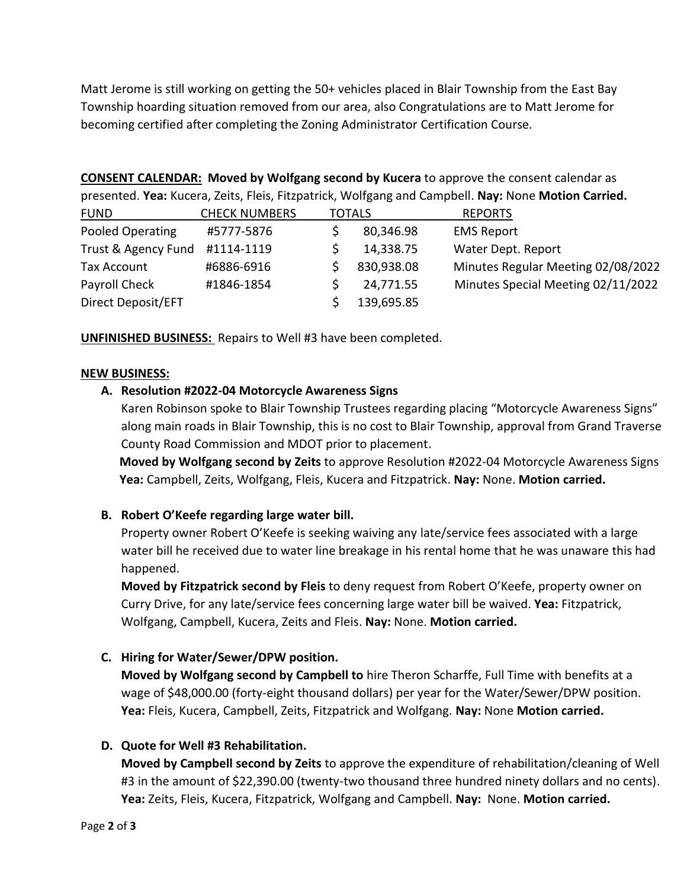Matt Jerome is still working on getting the 50+ vehicles placed in Blair Township from the East Bay Township hoarding situation removed from our area, also Congratulations are to Matt Jerome for becoming certified after completing the Zoning Administrator Certification Course.

**CONSENT CALENDAR: Moved by Wolfgang second by Kucera** to approve the consent calendar as presented. **Yea:** Kucera, Zeits, Fleis, Fitzpatrick, Wolfgang and Campbell. **Nay:** None **Motion Carried.**

| FUND | CHECK NUMBERS | TOTALS | REPORTS |
|---|---|---|---|
| Pooled Operating | #5777-5876 | $ 80,346.98 | EMS Report |
| Trust & Agency Fund | #1114-1119 | $ 14,338.75 | Water Dept. Report |
| Tax Account | #6886-6916 | $ 830,938.08 | Minutes Regular Meeting 02/08/2022 |
| Payroll Check | #1846-1854 | $ 24,771.55 | Minutes Special Meeting 02/11/2022 |
| Direct Deposit/EFT | | $ 139,695.85 | |

**UNFINISHED BUSINESS:** Repairs to Well #3 have been completed.

**NEW BUSINESS:**

**A. Resolution #2022-04 Motorcycle Awareness Signs**

Karen Robinson spoke to Blair Township Trustees regarding placing "Motorcycle Awareness Signs" along main roads in Blair Township, this is no cost to Blair Township, approval from Grand Traverse County Road Commission and MDOT prior to placement.

**Moved by Wolfgang second by Zeits** to approve Resolution #2022-04 Motorcycle Awareness Signs **Yea:** Campbell, Zeits, Wolfgang, Fleis, Kucera and Fitzpatrick. **Nay:** None. **Motion carried.**

**B. Robert O'Keefe regarding large water bill.**

Property owner Robert O'Keefe is seeking waiving any late/service fees associated with a large water bill he received due to water line breakage in his rental home that he was unaware this had happened.

**Moved by Fitzpatrick second by Fleis** to deny request from Robert O'Keefe, property owner on Curry Drive, for any late/service fees concerning large water bill be waived. **Yea:** Fitzpatrick, Wolfgang, Campbell, Kucera, Zeits and Fleis. **Nay:** None. **Motion carried.**

**C. Hiring for Water/Sewer/DPW position.**

**Moved by Wolfgang second by Campbell to** hire Theron Scharffe, Full Time with benefits at a wage of $48,000.00 (forty-eight thousand dollars) per year for the Water/Sewer/DPW position. **Yea:** Fleis, Kucera, Campbell, Zeits, Fitzpatrick and Wolfgang. **Nay:** None **Motion carried.**

**D. Quote for Well #3 Rehabilitation.**

**Moved by Campbell second by Zeits** to approve the expenditure of rehabilitation/cleaning of Well #3 in the amount of $22,390.00 (twenty-two thousand three hundred ninety dollars and no cents). **Yea:** Zeits, Fleis, Kucera, Fitzpatrick, Wolfgang and Campbell. **Nay:** None. **Motion carried.**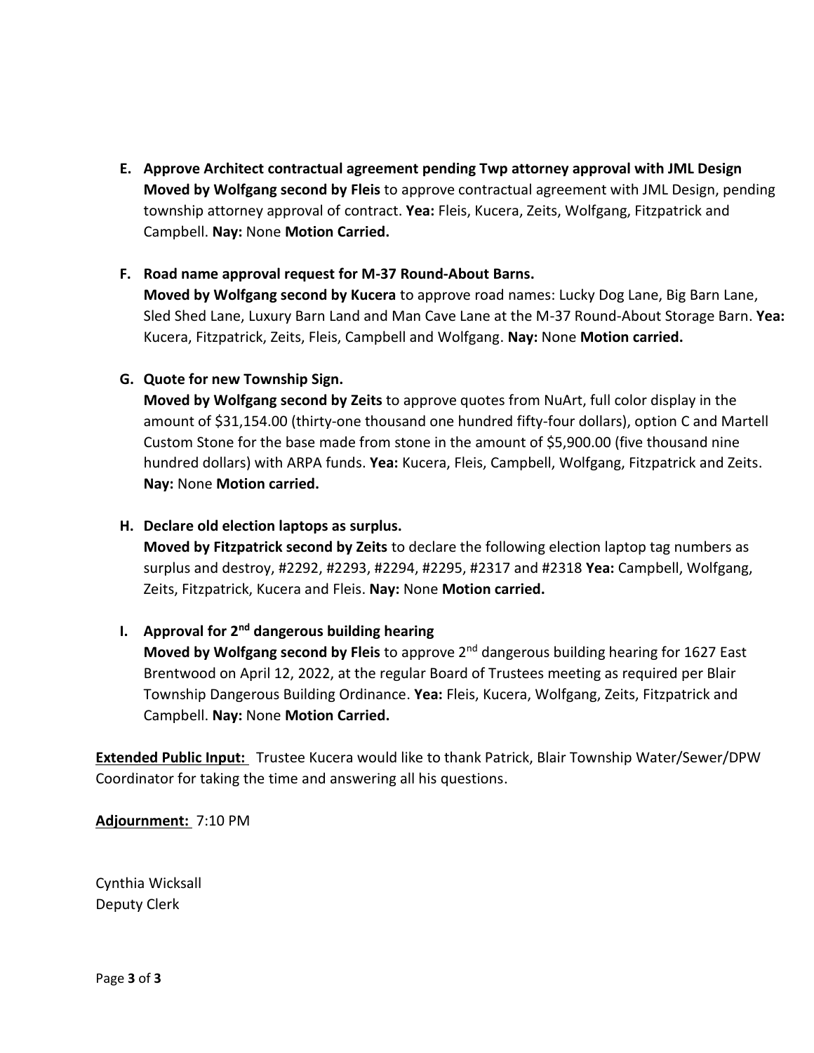**E. Approve Architect contractual agreement pending Twp attorney approval with JML Design**
**Moved by Wolfgang second by Fleis** to approve contractual agreement with JML Design, pending township attorney approval of contract. **Yea:** Fleis, Kucera, Zeits, Wolfgang, Fitzpatrick and Campbell. **Nay:** None **Motion Carried.**

**F. Road name approval request for M-37 Round-About Barns.**
**Moved by Wolfgang second by Kucera** to approve road names: Lucky Dog Lane, Big Barn Lane, Sled Shed Lane, Luxury Barn Land and Man Cave Lane at the M-37 Round-About Storage Barn. **Yea:** Kucera, Fitzpatrick, Zeits, Fleis, Campbell and Wolfgang. **Nay:** None **Motion carried.**

**G. Quote for new Township Sign.**
**Moved by Wolfgang second by Zeits** to approve quotes from NuArt, full color display in the amount of $31,154.00 (thirty-one thousand one hundred fifty-four dollars), option C and Martell Custom Stone for the base made from stone in the amount of $5,900.00 (five thousand nine hundred dollars) with ARPA funds. **Yea:** Kucera, Fleis, Campbell, Wolfgang, Fitzpatrick and Zeits. **Nay:** None **Motion carried.**

**H. Declare old election laptops as surplus.**
**Moved by Fitzpatrick second by Zeits** to declare the following election laptop tag numbers as surplus and destroy, #2292, #2293, #2294, #2295, #2317 and #2318 **Yea:** Campbell, Wolfgang, Zeits, Fitzpatrick, Kucera and Fleis. **Nay:** None **Motion carried.**

**I. Approval for 2nd dangerous building hearing**
**Moved by Wolfgang second by Fleis** to approve 2nd dangerous building hearing for 1627 East Brentwood on April 12, 2022, at the regular Board of Trustees meeting as required per Blair Township Dangerous Building Ordinance. **Yea:** Fleis, Kucera, Wolfgang, Zeits, Fitzpatrick and Campbell. **Nay:** None **Motion Carried.**

**Extended Public Input:** Trustee Kucera would like to thank Patrick, Blair Township Water/Sewer/DPW Coordinator for taking the time and answering all his questions.

**Adjournment:** 7:10 PM

Cynthia Wicksall
Deputy Clerk